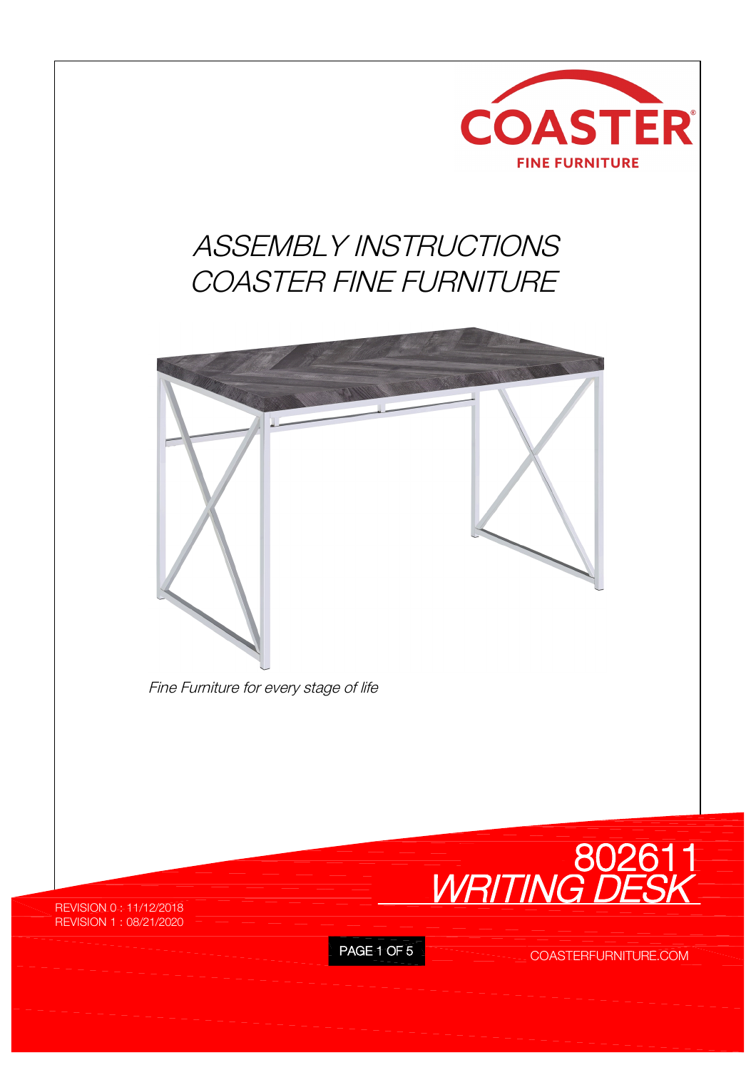COASTER

FINE FURNITURE

# ASSEMBLY INSTRUCTIONS
# COASTER FINE FURNITURE

*Fine Furniture for every stage of life*

## 802611
## *WRITING DESK*

REVISION 0 : 11/12/2018
REVISION 1 : 08/21/2020

COASTERFURNITURE.COM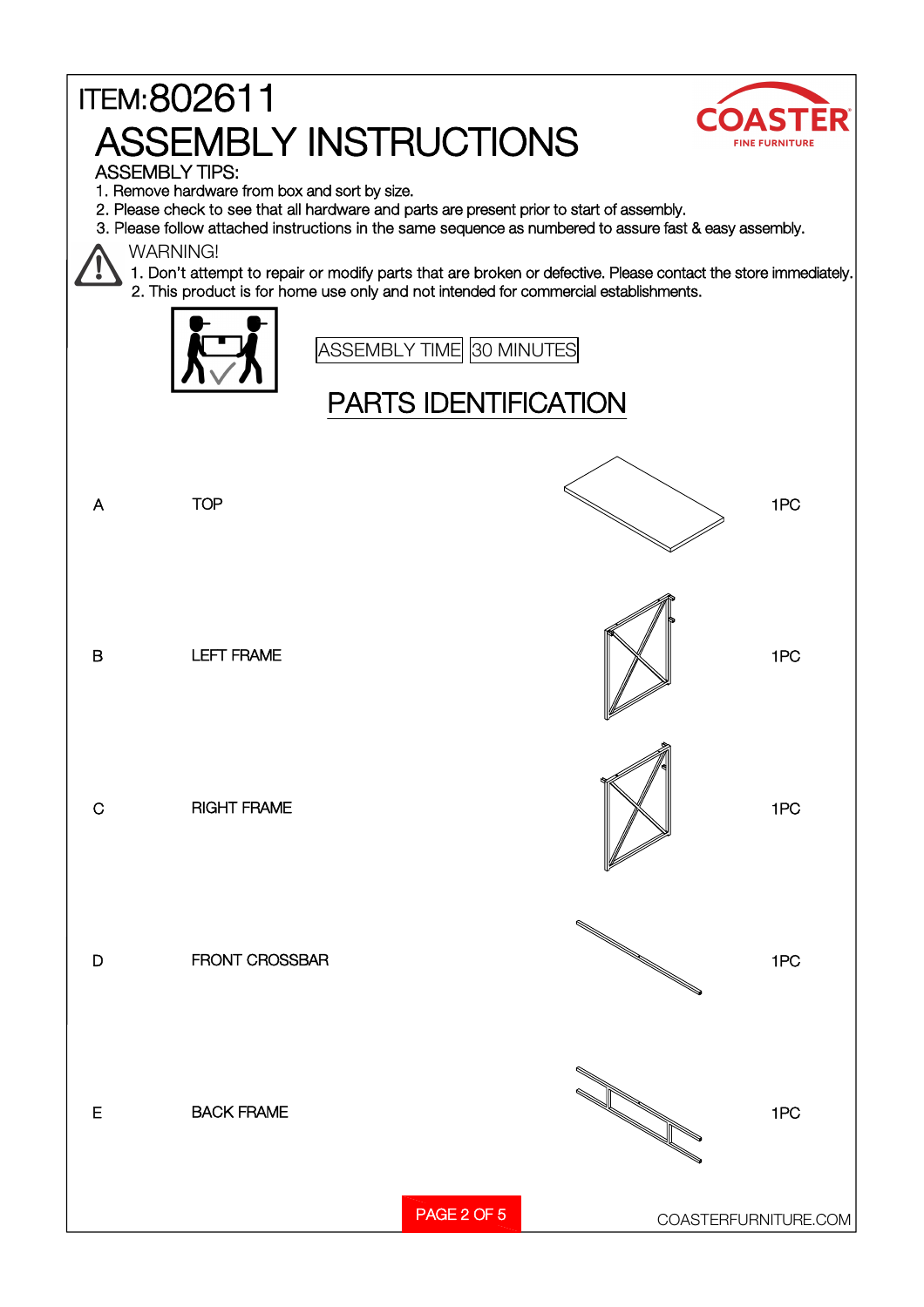ITEM:802611

# ASSEMBLY INSTRUCTIONS

COASTER FINE FURNITURE

ASSEMBLY TIPS:

1. Remove hardware from box and sort by size.
2. Please check to see that all hardware and parts are present prior to start of assembly.
3. Please follow attached instructions in the same sequence as numbered to assure fast & easy assembly.

WARNING!

1. Don't attempt to repair or modify parts that are broken or defective. Please contact the store immediately.
2. This product is for home use only and not intended for commercial establishments.

ASSEMBLY TIME | 30 MINUTES

## PARTS IDENTIFICATION

| | | |
|---|---|---|
| A | TOP | 1PC |
| B | LEFT FRAME | 1PC |
| C | RIGHT FRAME | 1PC |
| D | FRONT CROSSBAR | 1PC |
| E | BACK FRAME | 1PC |

COASTERFURNITURE.COM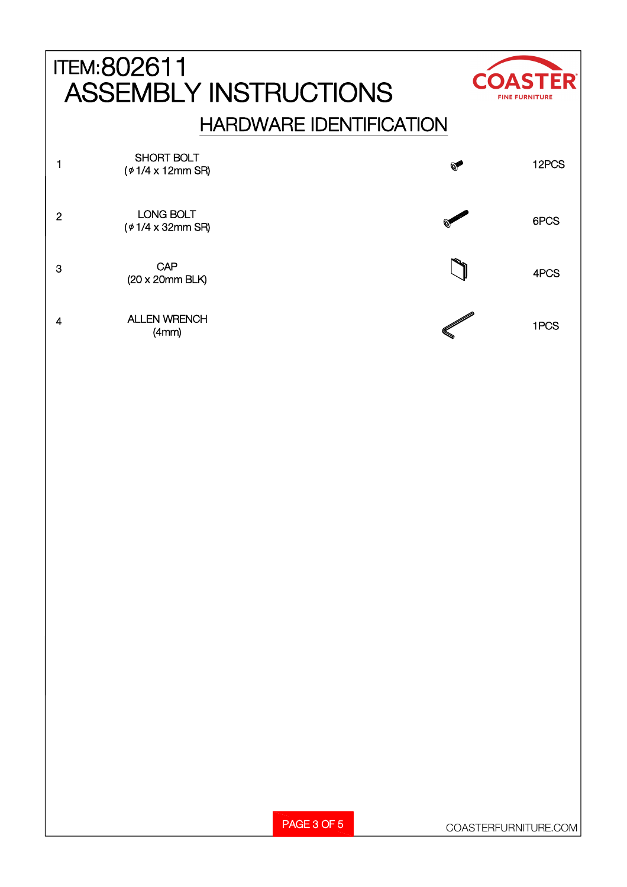# ITEM:802611
# ASSEMBLY INSTRUCTIONS

COASTER FINE FURNITURE

## HARDWARE IDENTIFICATION

| | | |
|---|---|---|
| 1 | SHORT BOLT (ϕ1/4 x 12mm SR) | 12PCS |
| 2 | LONG BOLT (ϕ1/4 x 32mm SR) | 6PCS |
| 3 | CAP (20 x 20mm BLK) | 4PCS |
| 4 | ALLEN WRENCH (4mm) | 1PCS |

COASTERFURNITURE.COM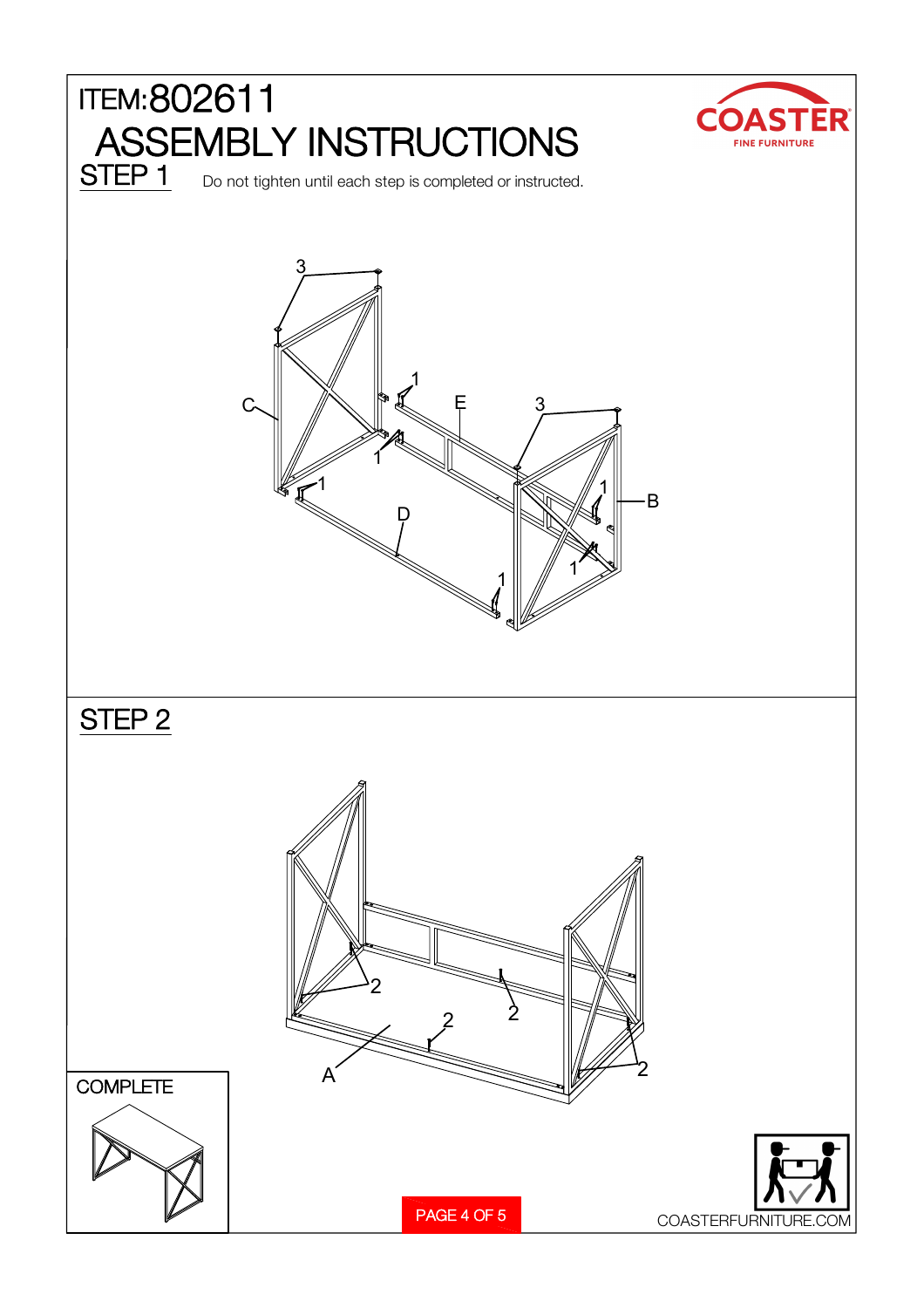# ITEM:802611

# ASSEMBLY INSTRUCTIONS

## STEP 1

Do not tighten until each step is completed or instructed.

## STEP 2

COMPLETE

COASTERFURNITURE.COM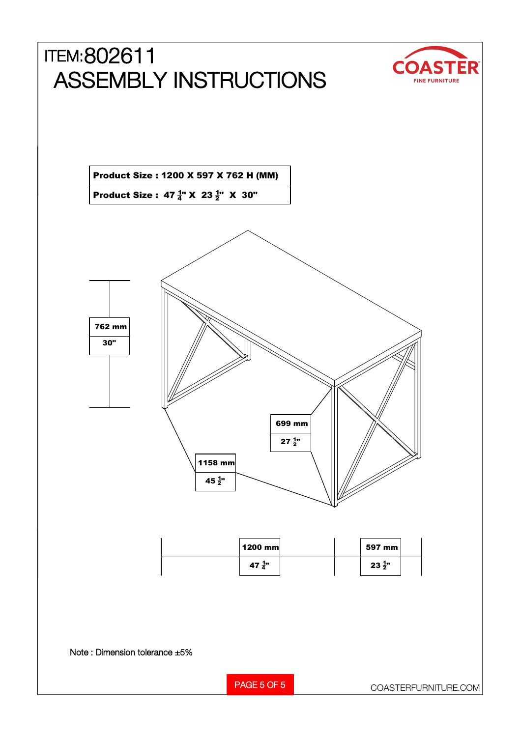# ITEM:802611

# ASSEMBLY INSTRUCTIONS

COASTER FINE FURNITURE

| | |
|---|---|
| **Product Size : 1200 X 597 X 762 H (MM)** | |
| **Product Size : 47 1/4" X 23 1/2" X 30"** | |

762 mm
30"

699 mm
27 1/2"

1158 mm
45 1/2"

1200 mm
47 1/4"

597 mm
23 1/2"

Note : Dimension tolerance ±5%

COASTERFURNITURE.COM